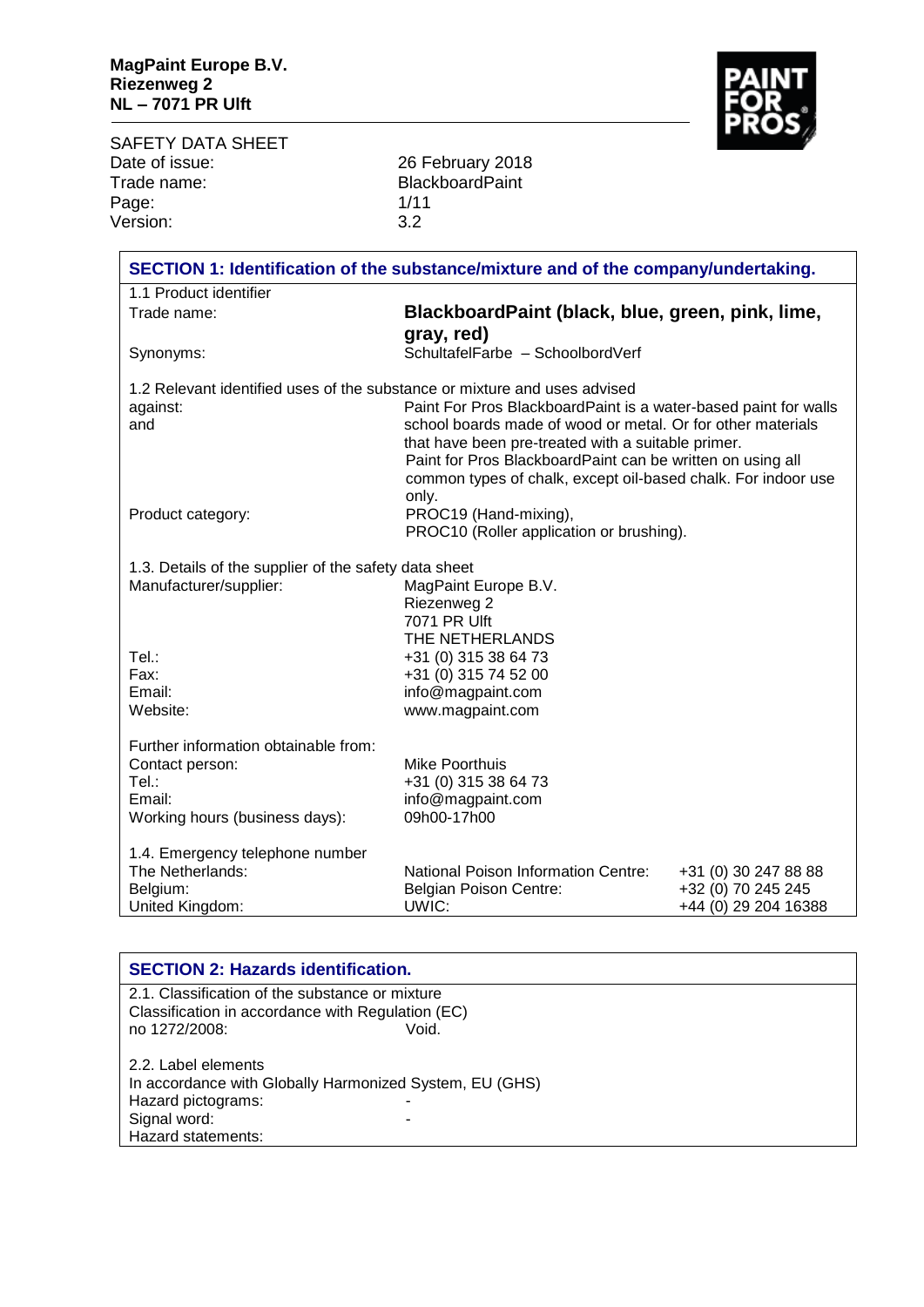**MagPaint Europe B.V.**
**Riezenweg 2**
**NL – 7071 PR Ulft**

SAFETY DATA SHEET

| | |
|---|---|
| Date of issue: | 26 February 2018 |
| Trade name: | BlackboardPaint |
| Page: | 1/11 |
| Version: | 3.2 |

## SECTION 1: Identification of the substance/mixture and of the company/undertaking.

1.1 Product identifier

| | |
|---|---|
| Trade name: | **BlackboardPaint (black, blue, green, pink, lime, gray, red)** |
| Synonyms: | SchultafelFarbe – SchoolbordVerf |

1.2 Relevant identified uses of the substance or mixture and uses advised against: and

Paint For Pros BlackboardPaint is a water-based paint for walls school boards made of wood or metal. Or for other materials that have been pre-treated with a suitable primer.
Paint for Pros BlackboardPaint can be written on using all common types of chalk, except oil-based chalk. For indoor use only.

| | |
|---|---|
| Product category: | PROC19 (Hand-mixing), PROC10 (Roller application or brushing). |

1.3. Details of the supplier of the safety data sheet

| | |
|---|---|
| Manufacturer/supplier: | MagPaint Europe B.V.<br>Riezenweg 2<br>7071 PR Ulft<br>THE NETHERLANDS |
| Tel.: | +31 (0) 315 38 64 73 |
| Fax: | +31 (0) 315 74 52 00 |
| Email: | info@magpaint.com |
| Website: | www.magpaint.com |

Further information obtainable from:

| | |
|---|---|
| Contact person: | Mike Poorthuis |
| Tel.: | +31 (0) 315 38 64 73 |
| Email: | info@magpaint.com |
| Working hours (business days): | 09h00-17h00 |

1.4. Emergency telephone number

| | | |
|---|---|---|
| The Netherlands: | National Poison Information Centre: | +31 (0) 30 247 88 88 |
| Belgium: | Belgian Poison Centre: | +32 (0) 70 245 245 |
| United Kingdom: | UWIC: | +44 (0) 29 204 16388 |

## SECTION 2: Hazards identification.

2.1. Classification of the substance or mixture

Classification in accordance with Regulation (EC) no 1272/2008: Void.

2.2. Label elements

In accordance with Globally Harmonized System, EU (GHS)

| | |
|---|---|
| Hazard pictograms: | - |
| Signal word: | - |
| Hazard statements: | |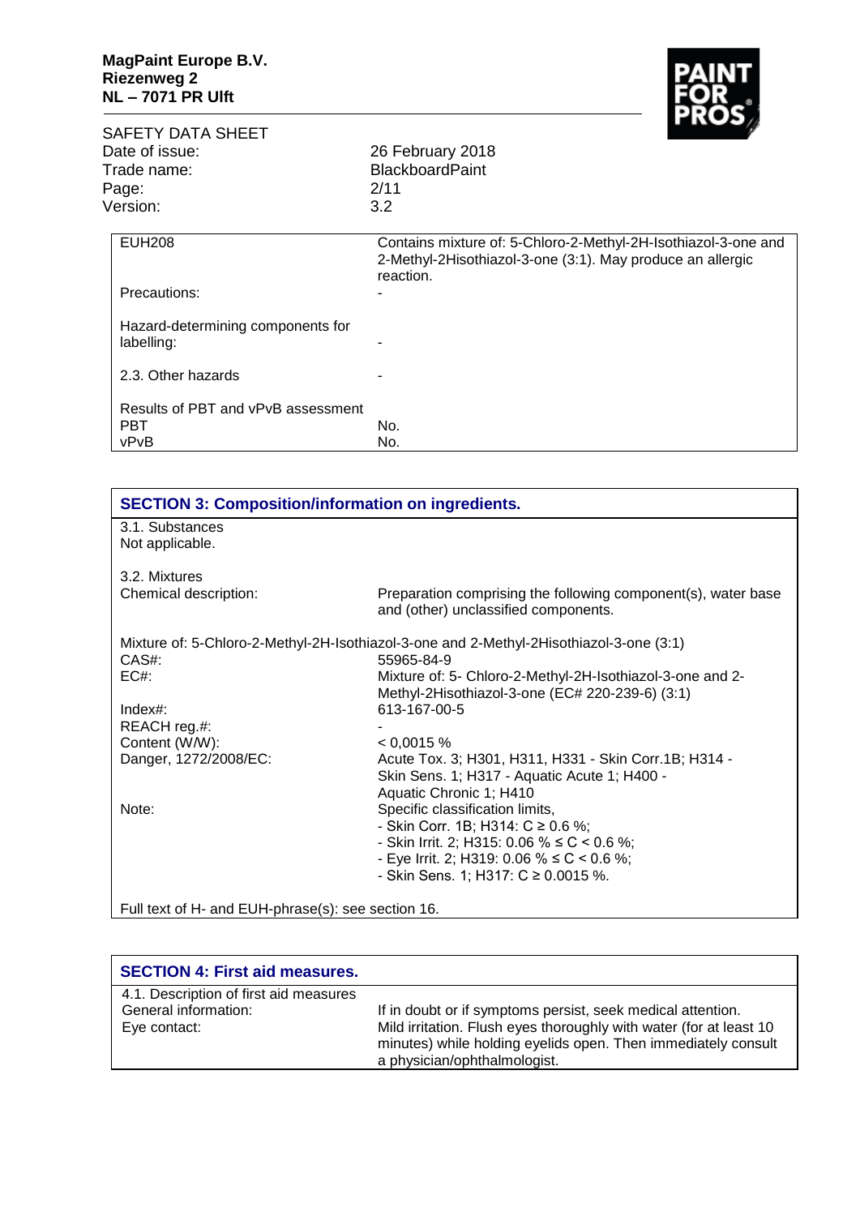| | |
|---|---|
| EUH208 | Contains mixture of: 5-Chloro-2-Methyl-2H-Isothiazol-3-one and 2-Methyl-2Hisothiazol-3-one (3:1). May produce an allergic reaction. |
| Precautions: | - |
| Hazard-determining components for labelling: | - |
| 2.3. Other hazards | - |
| Results of PBT and vPvB assessment | |
| PBT | No. |
| vPvB | No. |

## SECTION 3: Composition/information on ingredients.

3.1. Substances
Not applicable.

3.2. Mixtures

| | |
|---|---|
| Chemical description: | Preparation comprising the following component(s), water base and (other) unclassified components. |

Mixture of: 5-Chloro-2-Methyl-2H-Isothiazol-3-one and 2-Methyl-2Hisothiazol-3-one (3:1)

| | |
|---|---|
| CAS#: | 55965-84-9 |
| EC#: | Mixture of: 5- Chloro-2-Methyl-2H-Isothiazol-3-one and 2-Methyl-2Hisothiazol-3-one (EC# 220-239-6) (3:1) |
| Index#: | 613-167-00-5 |
| REACH reg.#: | - |
| Content (W/W): | < 0,0015 % |
| Danger, 1272/2008/EC: | Acute Tox. 3; H301, H311, H331 - Skin Corr.1B; H314 - Skin Sens. 1; H317 - Aquatic Acute 1; H400 - Aquatic Chronic 1; H410 |
| Note: | Specific classification limits,<br>- Skin Corr. 1B; H314: C ≥ 0.6 %;<br>- Skin Irrit. 2; H315: 0.06 % ≤ C < 0.6 %;<br>- Eye Irrit. 2; H319: 0.06 % ≤ C < 0.6 %;<br>- Skin Sens. 1; H317: C ≥ 0.0015 %. |

Full text of H- and EUH-phrase(s): see section 16.

## SECTION 4: First aid measures.

4.1. Description of first aid measures

| | |
|---|---|
| General information: | If in doubt or if symptoms persist, seek medical attention. |
| Eye contact: | Mild irritation. Flush eyes thoroughly with water (for at least 10 minutes) while holding eyelids open. Then immediately consult a physician/ophthalmologist. |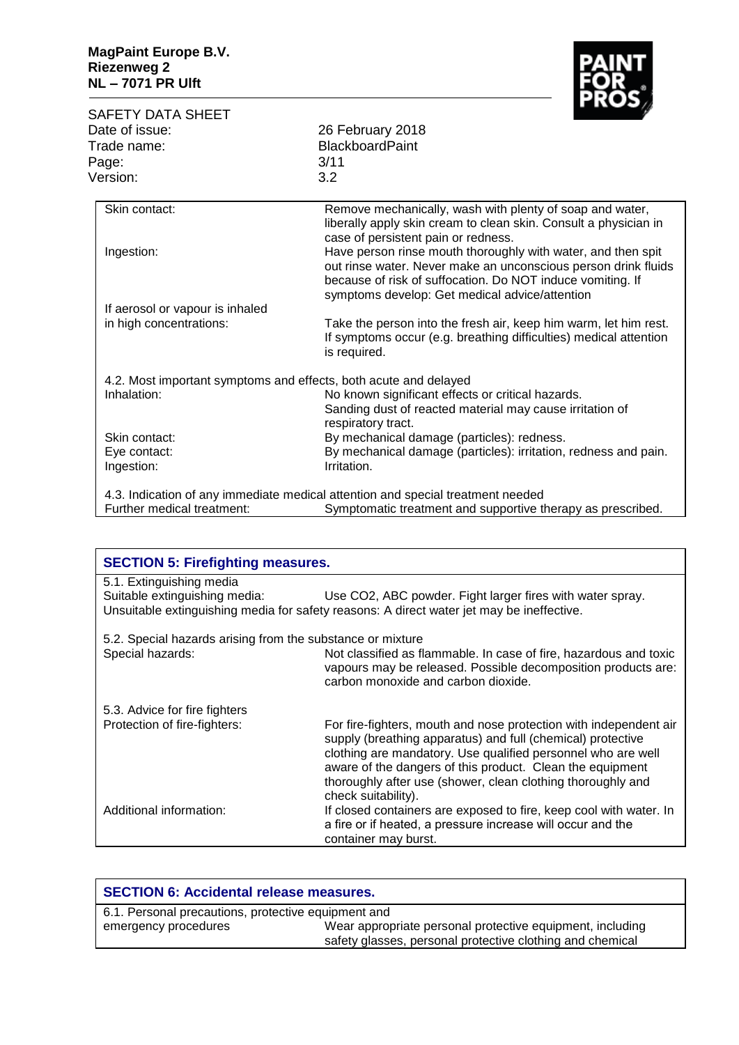| | |
|---|---|
| Skin contact: | Remove mechanically, wash with plenty of soap and water, liberally apply skin cream to clean skin. Consult a physician in case of persistent pain or redness. |
| Ingestion: | Have person rinse mouth thoroughly with water, and then spit out rinse water. Never make an unconscious person drink fluids because of risk of suffocation. Do NOT induce vomiting. If symptoms develop: Get medical advice/attention |
| If aerosol or vapour is inhaled in high concentrations: | Take the person into the fresh air, keep him warm, let him rest. If symptoms occur (e.g. breathing difficulties) medical attention is required. |

4.2. Most important symptoms and effects, both acute and delayed

| | |
|---|---|
| Inhalation: | No known significant effects or critical hazards. Sanding dust of reacted material may cause irritation of respiratory tract. |
| Skin contact: | By mechanical damage (particles): redness. |
| Eye contact: | By mechanical damage (particles): irritation, redness and pain. |
| Ingestion: | Irritation. |

4.3. Indication of any immediate medical attention and special treatment needed

| | |
|---|---|
| Further medical treatment: | Symptomatic treatment and supportive therapy as prescribed. |

## SECTION 5: Firefighting measures.

5.1. Extinguishing media

| | |
|---|---|
| Suitable extinguishing media: | Use $CO_2$, ABC powder. Fight larger fires with water spray. |

Unsuitable extinguishing media for safety reasons: A direct water jet may be ineffective.

5.2. Special hazards arising from the substance or mixture

| | |
|---|---|
| Special hazards: | Not classified as flammable. In case of fire, hazardous and toxic vapours may be released. Possible decomposition products are: carbon monoxide and carbon dioxide. |

5.3. Advice for fire fighters

| | |
|---|---|
| Protection of fire-fighters: | For fire-fighters, mouth and nose protection with independent air supply (breathing apparatus) and full (chemical) protective clothing are mandatory. Use qualified personnel who are well aware of the dangers of this product. Clean the equipment thoroughly after use (shower, clean clothing thoroughly and check suitability). |
| Additional information: | If closed containers are exposed to fire, keep cool with water. In a fire or if heated, a pressure increase will occur and the container may burst. |

## SECTION 6: Accidental release measures.

| | |
|---|---|
| 6.1. Personal precautions, protective equipment and emergency procedures | Wear appropriate personal protective equipment, including safety glasses, personal protective clothing and chemical |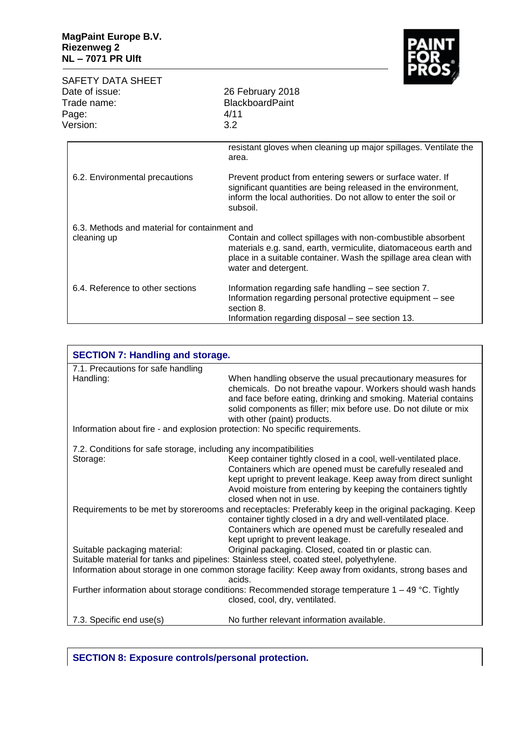| | |
|---|---|
| | resistant gloves when cleaning up major spillages. Ventilate the area. |
| 6.2. Environmental precautions | Prevent product from entering sewers or surface water. If significant quantities are being released in the environment, inform the local authorities. Do not allow to enter the soil or subsoil. |
| 6.3. Methods and material for containment and cleaning up | Contain and collect spillages with non-combustible absorbent materials e.g. sand, earth, vermiculite, diatomaceous earth and place in a suitable container. Wash the spillage area clean with water and detergent. |
| 6.4. Reference to other sections | Information regarding safe handling – see section 7.<br>Information regarding personal protective equipment – see section 8.<br>Information regarding disposal – see section 13. |

## SECTION 7: Handling and storage.

7.1. Precautions for safe handling

| | |
|---|---|
| Handling: | When handling observe the usual precautionary measures for chemicals. Do not breathe vapour. Workers should wash hands and face before eating, drinking and smoking. Material contains solid components as filler; mix before use. Do not dilute or mix with other (paint) products. |

Information about fire - and explosion protection: No specific requirements.

7.2. Conditions for safe storage, including any incompatibilities

| | |
|---|---|
| Storage: | Keep container tightly closed in a cool, well-ventilated place. Containers which are opened must be carefully resealed and kept upright to prevent leakage. Keep away from direct sunlight Avoid moisture from entering by keeping the containers tightly closed when not in use. |

Requirements to be met by storerooms and receptacles: Preferably keep in the original packaging. Keep container tightly closed in a dry and well-ventilated place. Containers which are opened must be carefully resealed and kept upright to prevent leakage.

Suitable packaging material: Original packaging. Closed, coated tin or plastic can.

Suitable material for tanks and pipelines: Stainless steel, coated steel, polyethylene.

Information about storage in one common storage facility: Keep away from oxidants, strong bases and acids.

Further information about storage conditions: Recommended storage temperature 1 – 49 °C. Tightly closed, cool, dry, ventilated.

| | |
|---|---|
| 7.3. Specific end use(s) | No further relevant information available. |

## SECTION 8: Exposure controls/personal protection.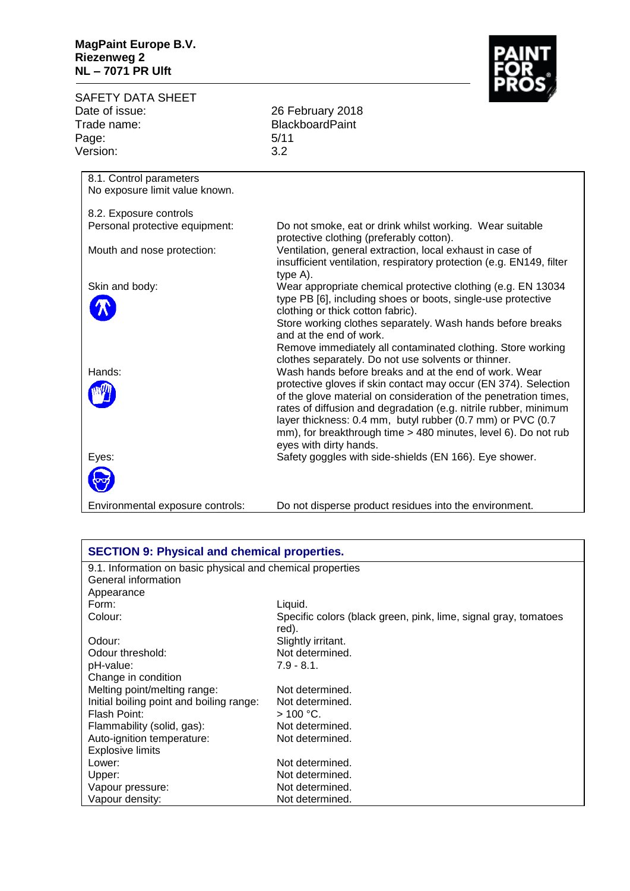8.1. Control parameters
No exposure limit value known.

8.2. Exposure controls

| | |
|---|---|
| Personal protective equipment: | Do not smoke, eat or drink whilst working. Wear suitable protective clothing (preferably cotton). |
| Mouth and nose protection: | Ventilation, general extraction, local exhaust in case of insufficient ventilation, respiratory protection (e.g. EN149, filter type A). |
| Skin and body: | Wear appropriate chemical protective clothing (e.g. EN 13034 type PB [6], including shoes or boots, single-use protective clothing or thick cotton fabric). Store working clothes separately. Wash hands before breaks and at the end of work. Remove immediately all contaminated clothing. Store working clothes separately. Do not use solvents or thinner. |
| Hands: | Wash hands before breaks and at the end of work. Wear protective gloves if skin contact may occur (EN 374). Selection of the glove material on consideration of the penetration times, rates of diffusion and degradation (e.g. nitrile rubber, minimum layer thickness: 0.4 mm, butyl rubber (0.7 mm) or PVC (0.7 mm), for breakthrough time > 480 minutes, level 6). Do not rub eyes with dirty hands. |
| Eyes: | Safety goggles with side-shields (EN 166). Eye shower. |
| Environmental exposure controls: | Do not disperse product residues into the environment. |

## SECTION 9: Physical and chemical properties.

9.1. Information on basic physical and chemical properties

General information

Appearance

| | |
|---|---|
| Form: | Liquid. |
| Colour: | Specific colors (black green, pink, lime, signal gray, tomatoes red). |
| Odour: | Slightly irritant. |
| Odour threshold: | Not determined. |
| pH-value: | 7.9 - 8.1. |
| Change in condition | |
| Melting point/melting range: | Not determined. |
| Initial boiling point and boiling range: | Not determined. |
| Flash Point: | > 100 °C. |
| Flammability (solid, gas): | Not determined. |
| Auto-ignition temperature: | Not determined. |
| Explosive limits | |
| Lower: | Not determined. |
| Upper: | Not determined. |
| Vapour pressure: | Not determined. |
| Vapour density: | Not determined. |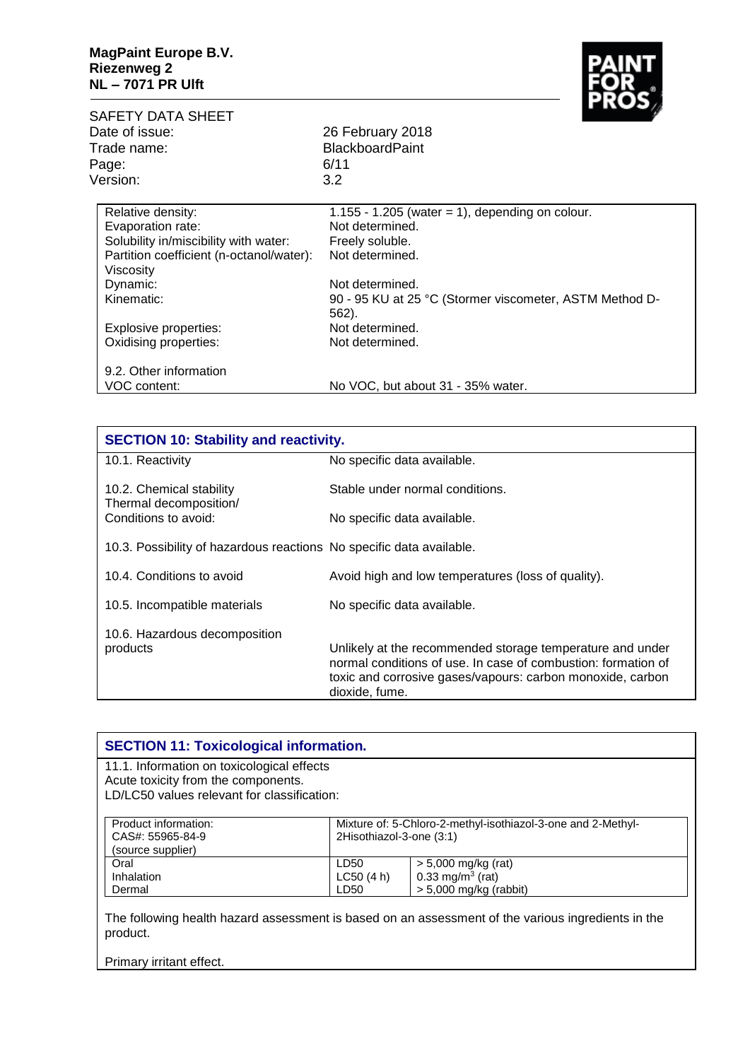| | |
|---|---|
| Relative density: | 1.155 - 1.205 (water = 1), depending on colour. |
| Evaporation rate: | Not determined. |
| Solubility in/miscibility with water: | Freely soluble. |
| Partition coefficient (n-octanol/water): | Not determined. |
| Viscosity | |
| Dynamic: | Not determined. |
| Kinematic: | 90 - 95 KU at 25 °C (Stormer viscometer, ASTM Method D-562). |
| Explosive properties: | Not determined. |
| Oxidising properties: | Not determined. |
| 9.2. Other information | |
| VOC content: | No VOC, but about 31 - 35% water. |

## SECTION 10: Stability and reactivity.

| | |
|---|---|
| 10.1. Reactivity | No specific data available. |
| 10.2. Chemical stability | Stable under normal conditions. |
| Thermal decomposition/ Conditions to avoid: | No specific data available. |
| 10.3. Possibility of hazardous reactions | No specific data available. |
| 10.4. Conditions to avoid | Avoid high and low temperatures (loss of quality). |
| 10.5. Incompatible materials | No specific data available. |
| 10.6. Hazardous decomposition products | Unlikely at the recommended storage temperature and under normal conditions of use. In case of combustion: formation of toxic and corrosive gases/vapours: carbon monoxide, carbon dioxide, fume. |

## SECTION 11: Toxicological information.

11.1. Information on toxicological effects
Acute toxicity from the components.
LD/LC50 values relevant for classification:

| Product information: CAS#: 55965-84-9 (source supplier) | Mixture of: 5-Chloro-2-methyl-isothiazol-3-one and 2-Methyl-2Hisothiazol-3-one (3:1) | |
|---|---|---|
| Oral | LD50 | > 5,000 mg/kg (rat) |
| Inhalation | LC50 (4 h) | 0.33 mg/m$^3$ (rat) |
| Dermal | LD50 | > 5,000 mg/kg (rabbit) |

The following health hazard assessment is based on an assessment of the various ingredients in the product.

Primary irritant effect.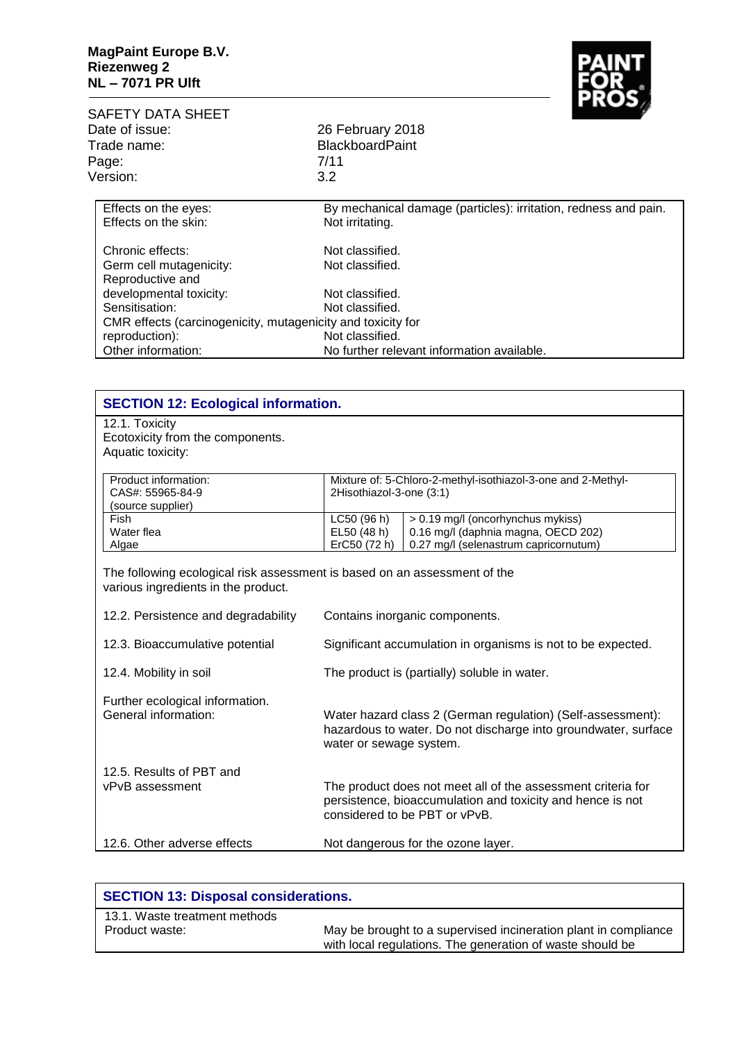| | |
|---|---|
| Effects on the eyes: | By mechanical damage (particles): irritation, redness and pain. |
| Effects on the skin: | Not irritating. |
| Chronic effects: | Not classified. |
| Germ cell mutagenicity: | Not classified. |
| Reproductive and developmental toxicity: | Not classified. |
| Sensitisation: | Not classified. |
| CMR effects (carcinogenicity, mutagenicity and toxicity for reproduction): | Not classified. |
| Other information: | No further relevant information available. |

## SECTION 12: Ecological information.

12.1. Toxicity
Ecotoxicity from the components.
Aquatic toxicity:

| Product information: CAS#: 55965-84-9 (source supplier) | Mixture of: 5-Chloro-2-methyl-isothiazol-3-one and 2-Methyl-2Hisothiazol-3-one (3:1) | |
|---|---|---|
| Fish | LC50 (96 h) | > 0.19 mg/l (oncorhynchus mykiss) |
| Water flea | EL50 (48 h) | 0.16 mg/l (daphnia magna, OECD 202) |
| Algae | ErC50 (72 h) | 0.27 mg/l (selenastrum capricornutum) |

The following ecological risk assessment is based on an assessment of the various ingredients in the product.

| | |
|---|---|
| 12.2. Persistence and degradability | Contains inorganic components. |
| 12.3. Bioaccumulative potential | Significant accumulation in organisms is not to be expected. |
| 12.4. Mobility in soil | The product is (partially) soluble in water. |
| Further ecological information. General information: | Water hazard class 2 (German regulation) (Self-assessment): hazardous to water. Do not discharge into groundwater, surface water or sewage system. |
| 12.5. Results of PBT and vPvB assessment | The product does not meet all of the assessment criteria for persistence, bioaccumulation and toxicity and hence is not considered to be PBT or vPvB. |
| 12.6. Other adverse effects | Not dangerous for the ozone layer. |

## SECTION 13: Disposal considerations.

| | |
|---|---|
| 13.1. Waste treatment methods Product waste: | May be brought to a supervised incineration plant in compliance with local regulations. The generation of waste should be |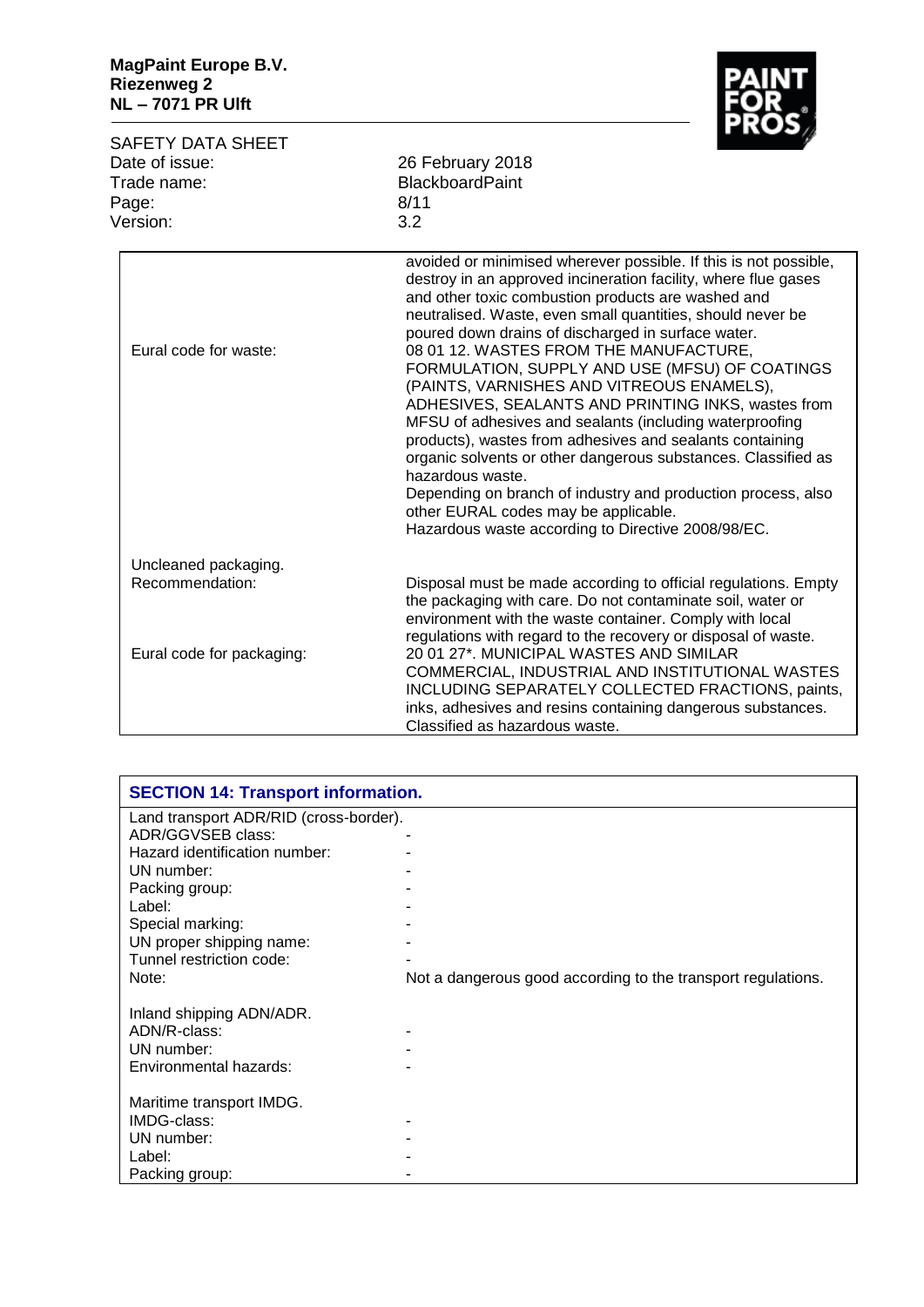| | |
|---|---|
| | avoided or minimised wherever possible. If this is not possible, destroy in an approved incineration facility, where flue gases and other toxic combustion products are washed and neutralised. Waste, even small quantities, should never be poured down drains of discharged in surface water. |
| Eural code for waste: | 08 01 12. WASTES FROM THE MANUFACTURE, FORMULATION, SUPPLY AND USE (MFSU) OF COATINGS (PAINTS, VARNISHES AND VITREOUS ENAMELS), ADHESIVES, SEALANTS AND PRINTING INKS, wastes from MFSU of adhesives and sealants (including waterproofing products), wastes from adhesives and sealants containing organic solvents or other dangerous substances. Classified as hazardous waste.<br>Depending on branch of industry and production process, also other EURAL codes may be applicable.<br>Hazardous waste according to Directive 2008/98/EC. |
| Uncleaned packaging. | |
| Recommendation: | Disposal must be made according to official regulations. Empty the packaging with care. Do not contaminate soil, water or environment with the waste container. Comply with local regulations with regard to the recovery or disposal of waste. |
| Eural code for packaging: | 20 01 27*. MUNICIPAL WASTES AND SIMILAR COMMERCIAL, INDUSTRIAL AND INSTITUTIONAL WASTES INCLUDING SEPARATELY COLLECTED FRACTIONS, paints, inks, adhesives and resins containing dangerous substances. Classified as hazardous waste. |

## SECTION 14: Transport information.

| | |
|---|---|
| Land transport ADR/RID (cross-border). | |
| ADR/GGVSEB class: | - |
| Hazard identification number: | - |
| UN number: | - |
| Packing group: | - |
| Label: | - |
| Special marking: | - |
| UN proper shipping name: | - |
| Tunnel restriction code: | - |
| Note: | Not a dangerous good according to the transport regulations. |
| | |
| Inland shipping ADN/ADR. | |
| ADN/R-class: | - |
| UN number: | - |
| Environmental hazards: | - |
| | |
| Maritime transport IMDG. | |
| IMDG-class: | - |
| UN number: | - |
| Label: | - |
| Packing group: | - |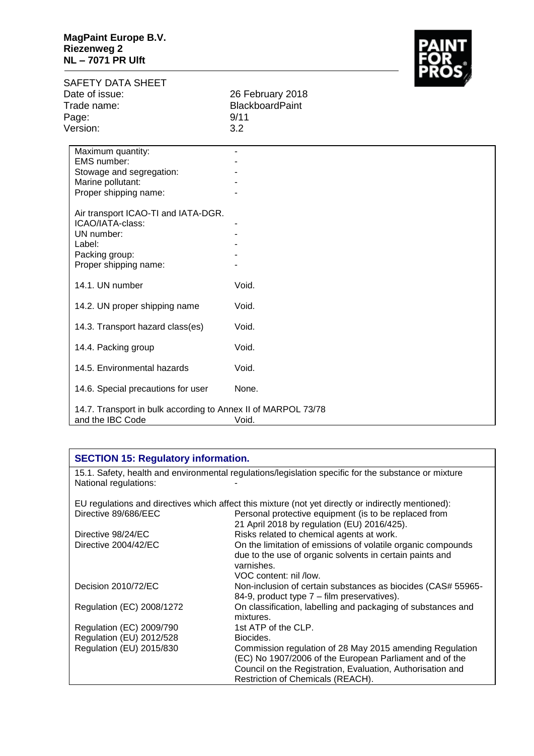| | |
|---|---|
| Maximum quantity: | - |
| EMS number: | - |
| Stowage and segregation: | - |
| Marine pollutant: | - |
| Proper shipping name: | - |

Air transport ICAO-TI and IATA-DGR.

| | |
|---|---|
| ICAO/IATA-class: | - |
| UN number: | - |
| Label: | - |
| Packing group: | - |
| Proper shipping name: | - |

| | |
|---|---|
| 14.1. UN number | Void. |
| 14.2. UN proper shipping name | Void. |
| 14.3. Transport hazard class(es) | Void. |
| 14.4. Packing group | Void. |
| 14.5. Environmental hazards | Void. |
| 14.6. Special precautions for user | None. |
| 14.7. Transport in bulk according to Annex II of MARPOL 73/78 and the IBC Code | Void. |

## SECTION 15: Regulatory information.

15.1. Safety, health and environmental regulations/legislation specific for the substance or mixture

National regulations: -

EU regulations and directives which affect this mixture (not yet directly or indirectly mentioned):

| | |
|---|---|
| Directive 89/686/EEC | Personal protective equipment (is to be replaced from 21 April 2018 by regulation (EU) 2016/425). |
| Directive 98/24/EC | Risks related to chemical agents at work. |
| Directive 2004/42/EC | On the limitation of emissions of volatile organic compounds due to the use of organic solvents in certain paints and varnishes. VOC content: nil /low. |
| Decision 2010/72/EC | Non-inclusion of certain substances as biocides (CAS# 55965-84-9, product type 7 – film preservatives). |
| Regulation (EC) 2008/1272 | On classification, labelling and packaging of substances and mixtures. |
| Regulation (EC) 2009/790 | 1st ATP of the CLP. |
| Regulation (EU) 2012/528 | Biocides. |
| Regulation (EU) 2015/830 | Commission regulation of 28 May 2015 amending Regulation (EC) No 1907/2006 of the European Parliament and of the Council on the Registration, Evaluation, Authorisation and Restriction of Chemicals (REACH). |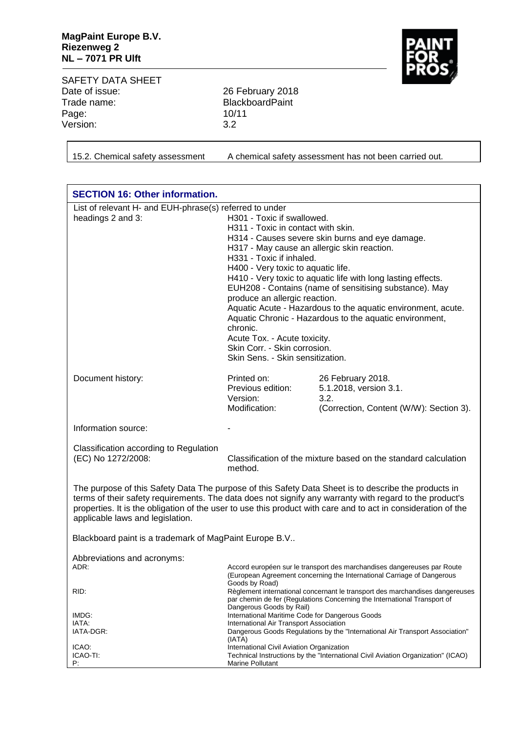| 15.2. Chemical safety assessment | A chemical safety assessment has not been carried out. |
|---|---|

## SECTION 16: Other information.

List of relevant H- and EUH-phrase(s) referred to under headings 2 and 3:

- H301 - Toxic if swallowed.
- H311 - Toxic in contact with skin.
- H314 - Causes severe skin burns and eye damage.
- H317 - May cause an allergic skin reaction.
- H331 - Toxic if inhaled.
- H400 - Very toxic to aquatic life.
- H410 - Very toxic to aquatic life with long lasting effects.
- EUH208 - Contains (name of sensitising substance). May produce an allergic reaction.
- Aquatic Acute - Hazardous to the aquatic environment, acute.
- Aquatic Chronic - Hazardous to the aquatic environment, chronic.
- Acute Tox. - Acute toxicity.
- Skin Corr. - Skin corrosion.
- Skin Sens. - Skin sensitization.

| Document history: | | |
|---|---|---|
| | Printed on: | 26 February 2018. |
| | Previous edition: | 5.1.2018, version 3.1. |
| | Version: | 3.2. |
| | Modification: | (Correction, Content (W/W): Section 3). |

Information source: -

Classification according to Regulation (EC) No 1272/2008: Classification of the mixture based on the standard calculation method.

The purpose of this Safety Data The purpose of this Safety Data Sheet is to describe the products in terms of their safety requirements. The data does not signify any warranty with regard to the product's properties. It is the obligation of the user to use this product with care and to act in consideration of the applicable laws and legislation.

Blackboard paint is a trademark of MagPaint Europe B.V..

Abbreviations and acronyms:

| | |
|---|---|
| ADR: | Accord européen sur le transport des marchandises dangereuses par Route (European Agreement concerning the International Carriage of Dangerous Goods by Road) |
| RID: | Règlement international concernant le transport des marchandises dangereuses par chemin de fer (Regulations Concerning the International Transport of Dangerous Goods by Rail) |
| IMDG: | International Maritime Code for Dangerous Goods |
| IATA: | International Air Transport Association |
| IATA-DGR: | Dangerous Goods Regulations by the "International Air Transport Association" (IATA) |
| ICAO: | International Civil Aviation Organization |
| ICAO-TI: | Technical Instructions by the "International Civil Aviation Organization" (ICAO) |
| P: | Marine Pollutant |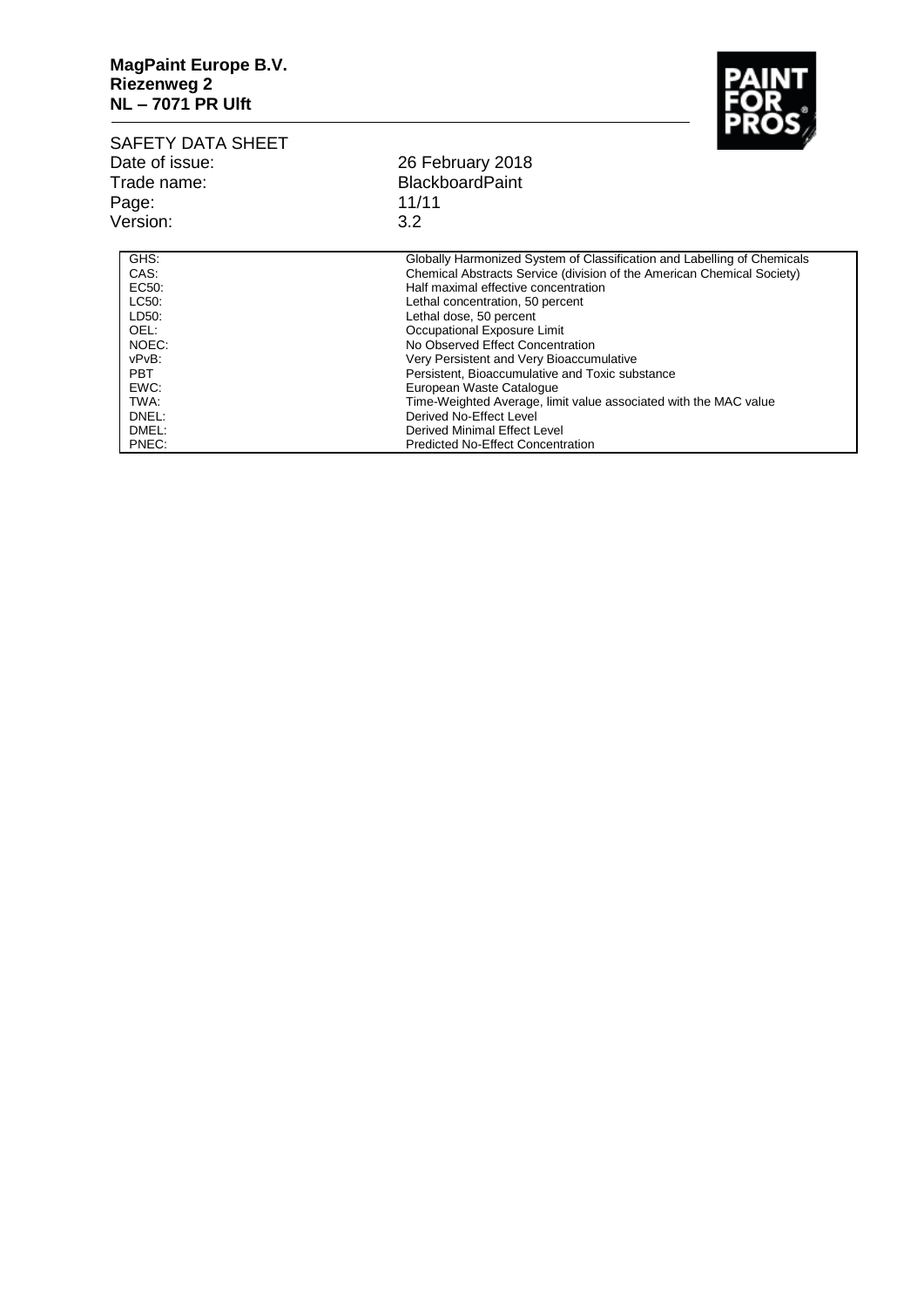| | |
|---|---|
| GHS: | Globally Harmonized System of Classification and Labelling of Chemicals |
| CAS: | Chemical Abstracts Service (division of the American Chemical Society) |
| EC50: | Half maximal effective concentration |
| LC50: | Lethal concentration, 50 percent |
| LD50: | Lethal dose, 50 percent |
| OEL: | Occupational Exposure Limit |
| NOEC: | No Observed Effect Concentration |
| vPvB: | Very Persistent and Very Bioaccumulative |
| PBT | Persistent, Bioaccumulative and Toxic substance |
| EWC: | European Waste Catalogue |
| TWA: | Time-Weighted Average, limit value associated with the MAC value |
| DNEL: | Derived No-Effect Level |
| DMEL: | Derived Minimal Effect Level |
| PNEC: | Predicted No-Effect Concentration |